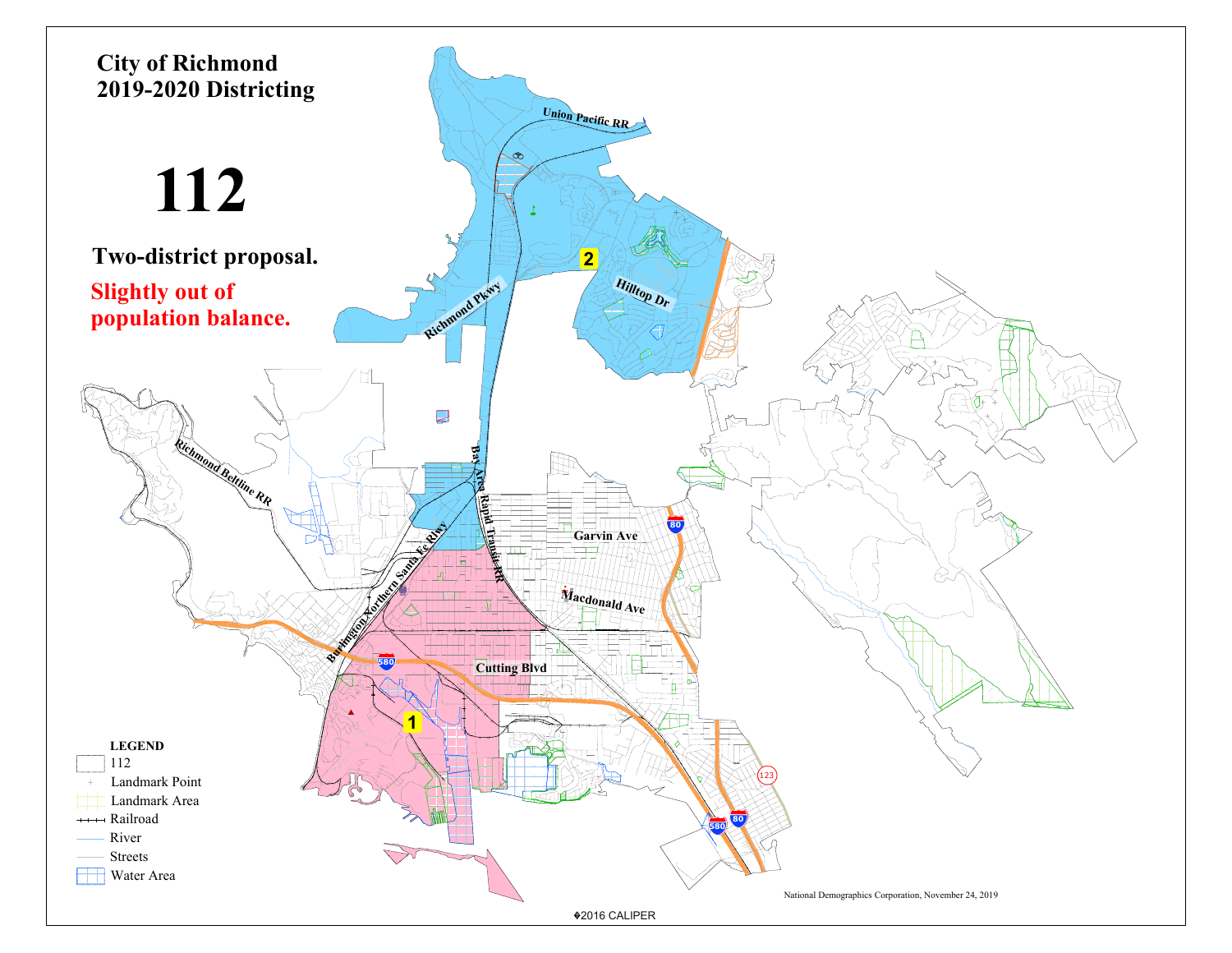# City of Richmond
# 2019-2020 Districting

# 112

**Two-district proposal.**

**Slightly out of population balance.**

Union Pacific RR

2

Richmond Pkwy

Hilltop Dr

Richmond Beltline RR

Bay Area Rapid Transit RR

Burlington Northern Santa Fe Rlwy

Garvin Ave

80

Macdonald Ave

580

Cutting Blvd

1

123

580

80

**LEGEND**

- 112
- Landmark Point
- Landmark Area
- Railroad
- River
- Streets
- Water Area

National Demographics Corporation, November 24, 2019

©2016 CALIPER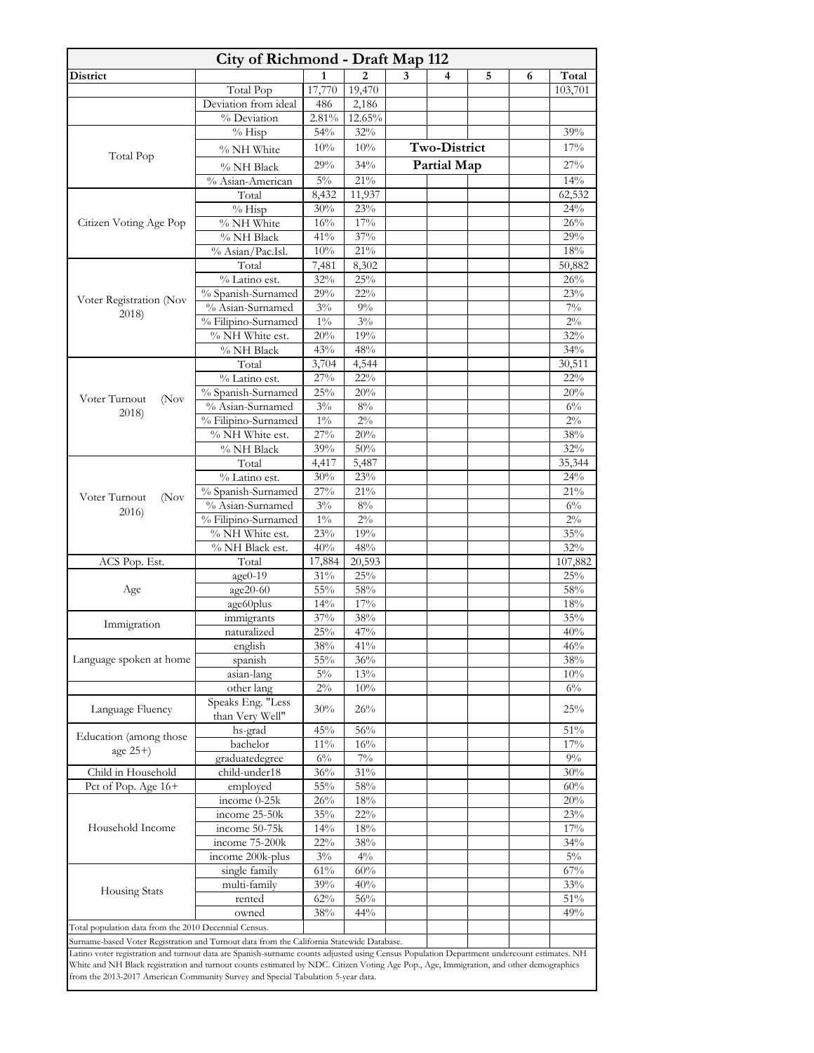# City of Richmond - Draft Map 112

| District | | 1 | 2 | 3 | 4 | 5 | 6 | Total |
|---|---|---|---|---|---|---|---|---|
| | Total Pop | 17,770 | 19,470 | | | | | 103,701 |
| | Deviation from ideal | 486 | 2,186 | | | | | |
| | % Deviation | 2.81% | 12.65% | | | | | |
| Total Pop | % Hisp | 54% | 32% | | | | | 39% |
| | % NH White | 10% | 10% | | Two-District | | | 17% |
| | % NH Black | 29% | 34% | | Partial Map | | | 27% |
| | % Asian-American | 5% | 21% | | | | | 14% |
| Citizen Voting Age Pop | Total | 8,432 | 11,937 | | | | | 62,532 |
| | % Hisp | 30% | 23% | | | | | 24% |
| | % NH White | 16% | 17% | | | | | 26% |
| | % NH Black | 41% | 37% | | | | | 29% |
| | % Asian/Pac.Isl. | 10% | 21% | | | | | 18% |
| Voter Registration (Nov 2018) | Total | 7,481 | 8,302 | | | | | 50,882 |
| | % Latino est. | 32% | 25% | | | | | 26% |
| | % Spanish-Surnamed | 29% | 22% | | | | | 23% |
| | % Asian-Surnamed | 3% | 9% | | | | | 7% |
| | % Filipino-Surnamed | 1% | 3% | | | | | 2% |
| | % NH White est. | 20% | 19% | | | | | 32% |
| | % NH Black | 43% | 48% | | | | | 34% |
| Voter Turnout (Nov 2018) | Total | 3,704 | 4,544 | | | | | 30,511 |
| | % Latino est. | 27% | 22% | | | | | 22% |
| | % Spanish-Surnamed | 25% | 20% | | | | | 20% |
| | % Asian-Surnamed | 3% | 8% | | | | | 6% |
| | % Filipino-Surnamed | 1% | 2% | | | | | 2% |
| | % NH White est. | 27% | 20% | | | | | 38% |
| | % NH Black | 39% | 50% | | | | | 32% |
| Voter Turnout (Nov 2016) | Total | 4,417 | 5,487 | | | | | 35,344 |
| | % Latino est. | 30% | 23% | | | | | 24% |
| | % Spanish-Surnamed | 27% | 21% | | | | | 21% |
| | % Asian-Surnamed | 3% | 8% | | | | | 6% |
| | % Filipino-Surnamed | 1% | 2% | | | | | 2% |
| | % NH White est. | 23% | 19% | | | | | 35% |
| | % NH Black est. | 40% | 48% | | | | | 32% |
| ACS Pop. Est. | Total | 17,884 | 20,593 | | | | | 107,882 |
| Age | age0-19 | 31% | 25% | | | | | 25% |
| | age20-60 | 55% | 58% | | | | | 58% |
| | age60plus | 14% | 17% | | | | | 18% |
| Immigration | immigrants | 37% | 38% | | | | | 35% |
| | naturalized | 25% | 47% | | | | | 40% |
| Language spoken at home | english | 38% | 41% | | | | | 46% |
| | spanish | 55% | 36% | | | | | 38% |
| | asian-lang | 5% | 13% | | | | | 10% |
| | other lang | 2% | 10% | | | | | 6% |
| Language Fluency | Speaks Eng. "Less than Very Well" | 30% | 26% | | | | | 25% |
| Education (among those age 25+) | hs-grad | 45% | 56% | | | | | 51% |
| | bachelor | 11% | 16% | | | | | 17% |
| | graduatedegree | 6% | 7% | | | | | 9% |
| Child in Household | child-under18 | 36% | 31% | | | | | 30% |
| Pct of Pop. Age 16+ | employed | 55% | 58% | | | | | 60% |
| Household Income | income 0-25k | 26% | 18% | | | | | 20% |
| | income 25-50k | 35% | 22% | | | | | 23% |
| | income 50-75k | 14% | 18% | | | | | 17% |
| | income 75-200k | 22% | 38% | | | | | 34% |
| | income 200k-plus | 3% | 4% | | | | | 5% |
| Housing Stats | single family | 61% | 60% | | | | | 67% |
| | multi-family | 39% | 40% | | | | | 33% |
| | rented | 62% | 56% | | | | | 51% |
| | owned | 38% | 44% | | | | | 49% |

Total population data from the 2010 Decennial Census.

Surname-based Voter Registration and Turnout data from the California Statewide Database.

Latino voter registration and turnout data are Spanish-surname counts adjusted using Census Population Department undercount estimates. NH White and NH Black registration and turnout counts estimated by NDC. Citizen Voting Age Pop., Age, Immigration, and other demographics from the 2013-2017 American Community Survey and Special Tabulation 5-year data.